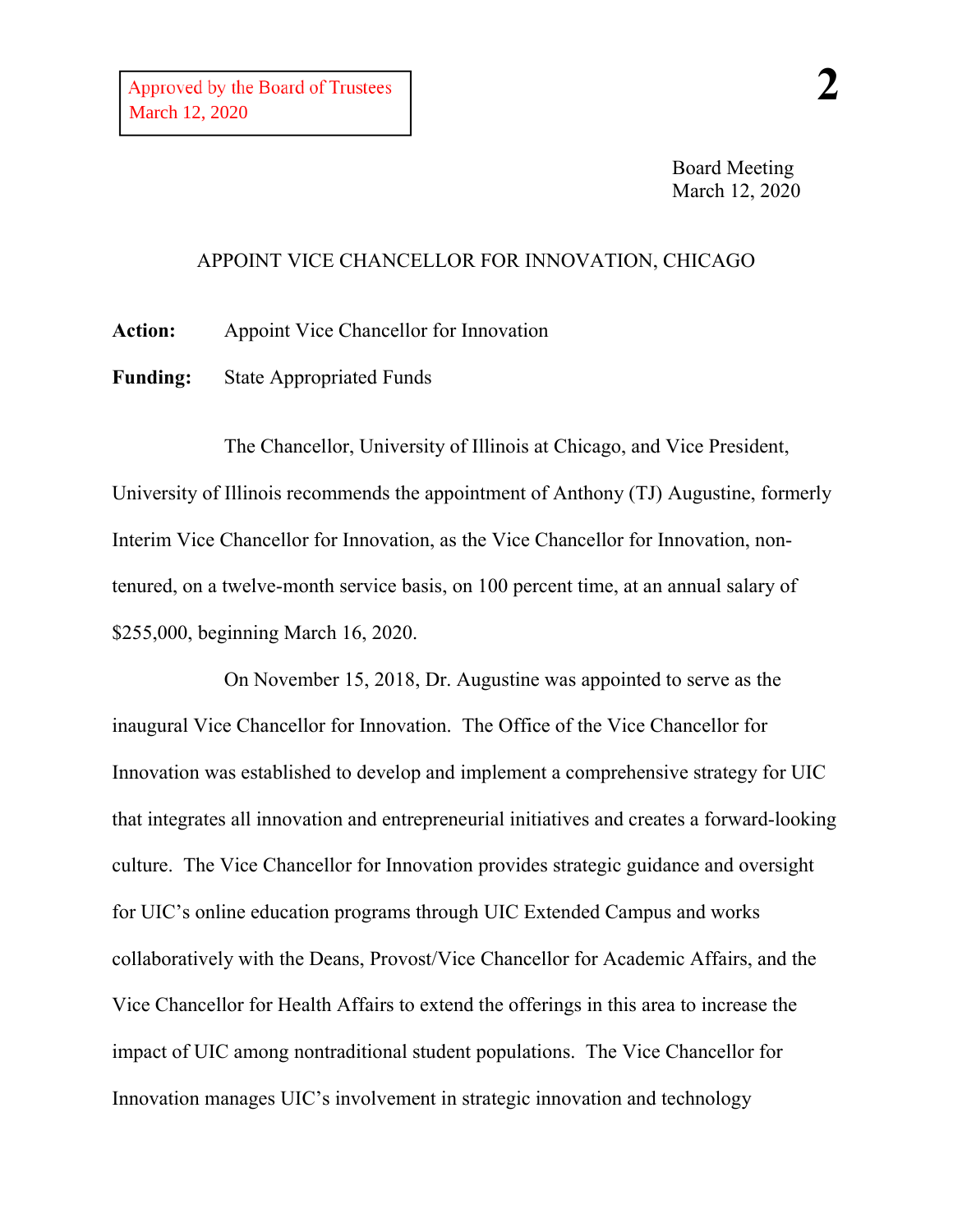Approved by the Board of Trustees
March 12, 2020

Board Meeting
March 12, 2020

# APPOINT VICE CHANCELLOR FOR INNOVATION, CHICAGO

**Action:** Appoint Vice Chancellor for Innovation

**Funding:** State Appropriated Funds

The Chancellor, University of Illinois at Chicago, and Vice President, University of Illinois recommends the appointment of Anthony (TJ) Augustine, formerly Interim Vice Chancellor for Innovation, as the Vice Chancellor for Innovation, non-tenured, on a twelve-month service basis, on 100 percent time, at an annual salary of $255,000, beginning March 16, 2020.

On November 15, 2018, Dr. Augustine was appointed to serve as the inaugural Vice Chancellor for Innovation. The Office of the Vice Chancellor for Innovation was established to develop and implement a comprehensive strategy for UIC that integrates all innovation and entrepreneurial initiatives and creates a forward-looking culture. The Vice Chancellor for Innovation provides strategic guidance and oversight for UIC's online education programs through UIC Extended Campus and works collaboratively with the Deans, Provost/Vice Chancellor for Academic Affairs, and the Vice Chancellor for Health Affairs to extend the offerings in this area to increase the impact of UIC among nontraditional student populations. The Vice Chancellor for Innovation manages UIC's involvement in strategic innovation and technology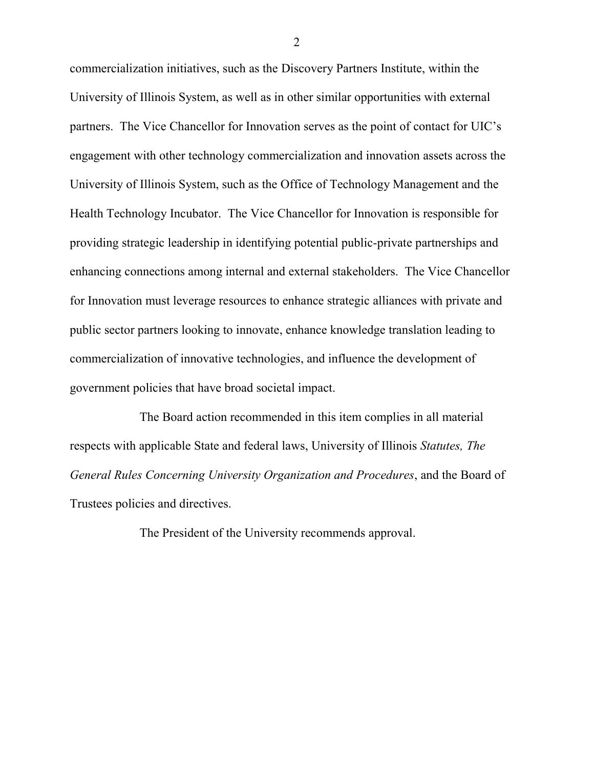commercialization initiatives, such as the Discovery Partners Institute, within the University of Illinois System, as well as in other similar opportunities with external partners. The Vice Chancellor for Innovation serves as the point of contact for UIC's engagement with other technology commercialization and innovation assets across the University of Illinois System, such as the Office of Technology Management and the Health Technology Incubator. The Vice Chancellor for Innovation is responsible for providing strategic leadership in identifying potential public-private partnerships and enhancing connections among internal and external stakeholders. The Vice Chancellor for Innovation must leverage resources to enhance strategic alliances with private and public sector partners looking to innovate, enhance knowledge translation leading to commercialization of innovative technologies, and influence the development of government policies that have broad societal impact.

The Board action recommended in this item complies in all material respects with applicable State and federal laws, University of Illinois *Statutes, The General Rules Concerning University Organization and Procedures*, and the Board of Trustees policies and directives.

The President of the University recommends approval.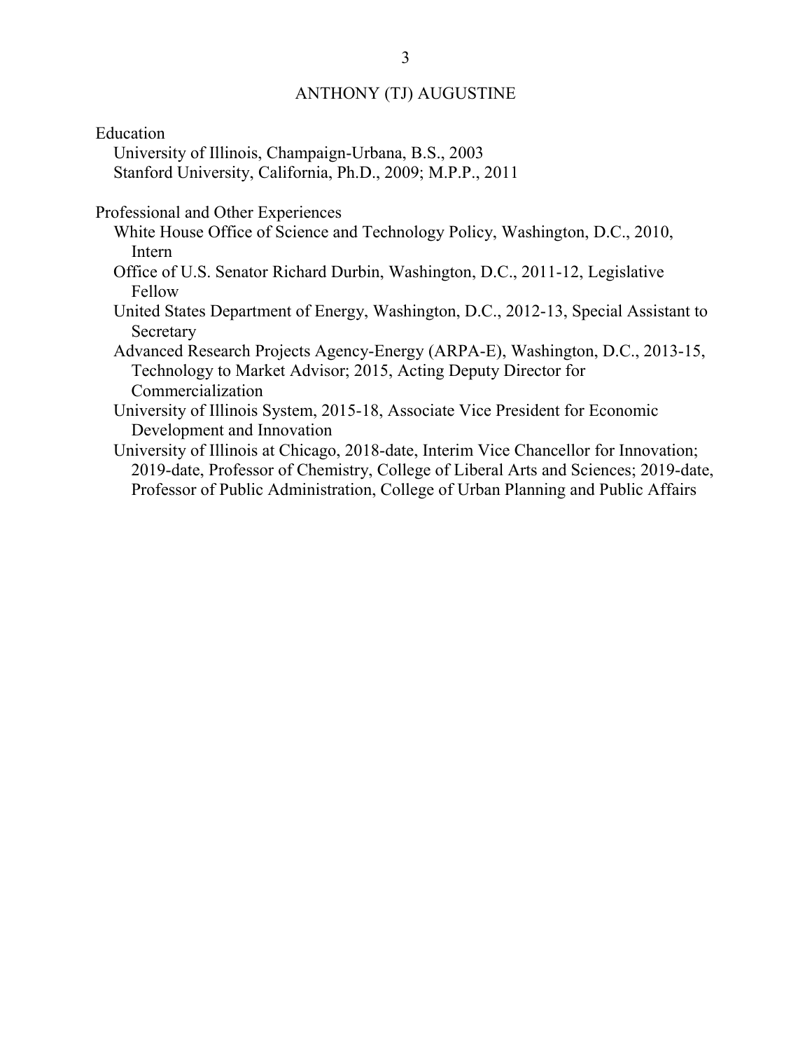# ANTHONY (TJ) AUGUSTINE

Education

- University of Illinois, Champaign-Urbana, B.S., 2003
- Stanford University, California, Ph.D., 2009; M.P.P., 2011

Professional and Other Experiences

- White House Office of Science and Technology Policy, Washington, D.C., 2010, Intern
- Office of U.S. Senator Richard Durbin, Washington, D.C., 2011-12, Legislative Fellow
- United States Department of Energy, Washington, D.C., 2012-13, Special Assistant to Secretary
- Advanced Research Projects Agency-Energy (ARPA-E), Washington, D.C., 2013-15, Technology to Market Advisor; 2015, Acting Deputy Director for Commercialization
- University of Illinois System, 2015-18, Associate Vice President for Economic Development and Innovation
- University of Illinois at Chicago, 2018-date, Interim Vice Chancellor for Innovation; 2019-date, Professor of Chemistry, College of Liberal Arts and Sciences; 2019-date, Professor of Public Administration, College of Urban Planning and Public Affairs